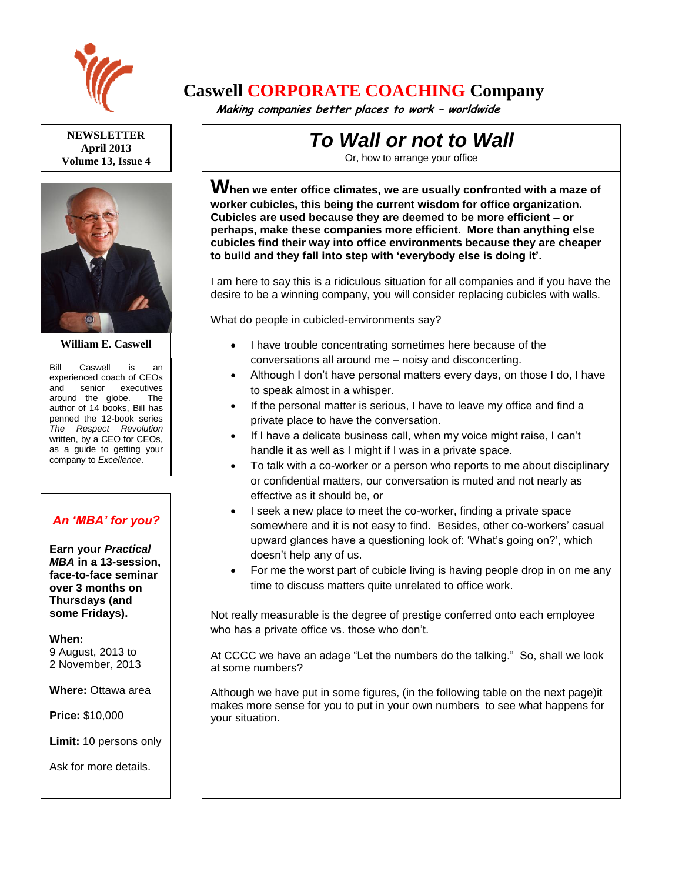# Caswell CORPORATE COACHING Company

*Making companies better places to work – worldwide*

**NEWSLETTER**
**April 2013**
**Volume 13, Issue 4**

**William E. Caswell**

Bill Caswell is an experienced coach of CEOs and senior executives around the globe. The author of 14 books, Bill has penned the 12-book series *The Respect Revolution* written, by a CEO for CEOs, as a guide to getting your company to *Excellence*.

## To Wall or not to Wall

Or, how to arrange your office

**When we enter office climates, we are usually confronted with a maze of worker cubicles, this being the current wisdom for office organization. Cubicles are used because they are deemed to be more efficient – or perhaps, make these companies more efficient. More than anything else cubicles find their way into office environments because they are cheaper to build and they fall into step with 'everybody else is doing it'.**

I am here to say this is a ridiculous situation for all companies and if you have the desire to be a winning company, you will consider replacing cubicles with walls.

What do people in cubicled-environments say?

- I have trouble concentrating sometimes here because of the conversations all around me – noisy and disconcerting.
- Although I don't have personal matters every days, on those I do, I have to speak almost in a whisper.
- If the personal matter is serious, I have to leave my office and find a private place to have the conversation.
- If I have a delicate business call, when my voice might raise, I can't handle it as well as I might if I was in a private space.
- To talk with a co-worker or a person who reports to me about disciplinary or confidential matters, our conversation is muted and not nearly as effective as it should be, or
- I seek a new place to meet the co-worker, finding a private space somewhere and it is not easy to find. Besides, other co-workers' casual upward glances have a questioning look of: 'What's going on?', which doesn't help any of us.
- For me the worst part of cubicle living is having people drop in on me any time to discuss matters quite unrelated to office work.

Not really measurable is the degree of prestige conferred onto each employee who has a private office vs. those who don't.

At CCCC we have an adage "Let the numbers do the talking." So, shall we look at some numbers?

Although we have put in some figures, (in the following table on the next page)it makes more sense for you to put in your own numbers to see what happens for your situation.

### *An 'MBA' for you?*

**Earn your *Practical MBA* in a 13-session, face-to-face seminar over 3 months on Thursdays (and some Fridays).**

**When:**
9 August, 2013 to
2 November, 2013

**Where:** Ottawa area

**Price:** $10,000

**Limit:** 10 persons only

Ask for more details.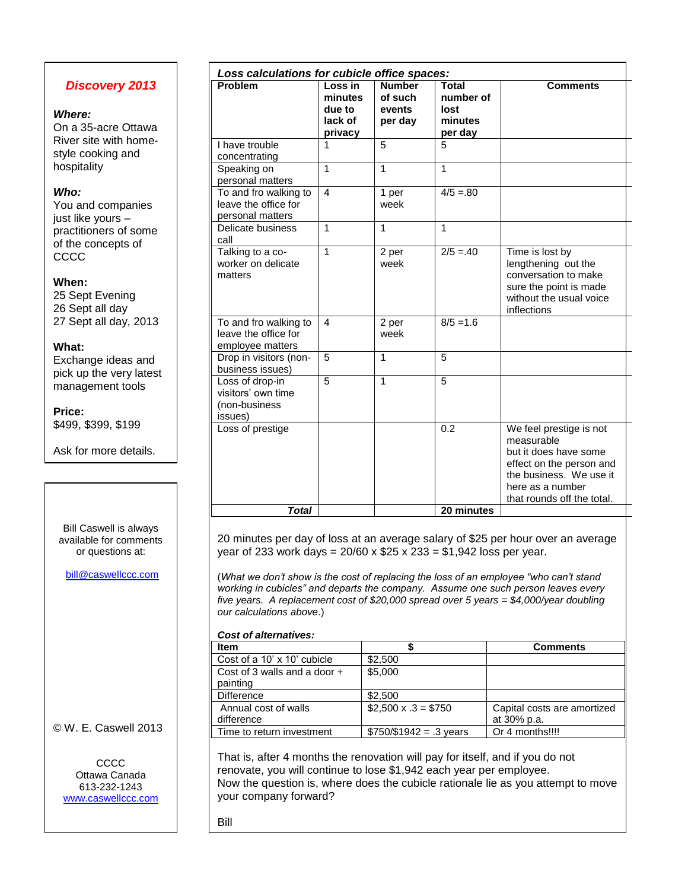## Discovery 2013

**Where:**
On a 35-acre Ottawa River site with home-style cooking and hospitality

**Who:**
You and companies just like yours – practitioners of some of the concepts of CCCC

**When:**
25 Sept Evening
26 Sept all day
27 Sept all day, 2013

**What:**
Exchange ideas and pick up the very latest management tools

**Price:**
$499, $399, $199

Ask for more details.

Bill Caswell is always available for comments or questions at:

bill@caswellccc.com

© W. E. Caswell 2013

CCCC
Ottawa Canada
613-232-1243
www.caswellccc.com

***Loss calculations for cubicle office spaces:***

| Problem | Loss in minutes due to lack of privacy | Number of such events per day | Total number of lost minutes per day | Comments |
|---|---|---|---|---|
| I have trouble concentrating | 1 | 5 | 5 | |
| Speaking on personal matters | 1 | 1 | 1 | |
| To and fro walking to leave the office for personal matters | 4 | 1 per week | 4/5 =.80 | |
| Delicate business call | 1 | 1 | 1 | |
| Talking to a co-worker on delicate matters | 1 | 2 per week | 2/5 =.40 | Time is lost by lengthening out the conversation to make sure the point is made without the usual voice inflections |
| To and fro walking to leave the office for employee matters | 4 | 2 per week | 8/5 =1.6 | |
| Drop in visitors (non-business issues) | 5 | 1 | 5 | |
| Loss of drop-in visitors' own time (non-business issues) | 5 | 1 | 5 | |
| Loss of prestige | | | 0.2 | We feel prestige is not measurable but it does have some effect on the person and the business. We use it here as a number that rounds off the total. |
| ***Total*** | | | **20 minutes** | |

20 minutes per day of loss at an average salary of $25 per hour over an average year of 233 work days = 20/60 x $25 x 233 = $1,942 loss per year.

(*What we don't show is the cost of replacing the loss of an employee "who can't stand working in cubicles" and departs the company. Assume one such person leaves every five years. A replacement cost of $20,000 spread over 5 years = $4,000/year doubling our calculations above*.)

***Cost of alternatives:***

| Item | $ | Comments |
|---|---|---|
| Cost of a 10' x 10' cubicle | $2,500 | |
| Cost of 3 walls and a door + painting | $5,000 | |
| Difference | $2,500 | |
| Annual cost of walls difference | $2,500 x .3 = $750 | Capital costs are amortized at 30% p.a. |
| Time to return investment | $750/$1942 = .3 years | Or 4 months!!!! |

That is, after 4 months the renovation will pay for itself, and if you do not renovate, you will continue to lose $1,942 each year per employee.
Now the question is, where does the cubicle rationale lie as you attempt to move your company forward?

Bill